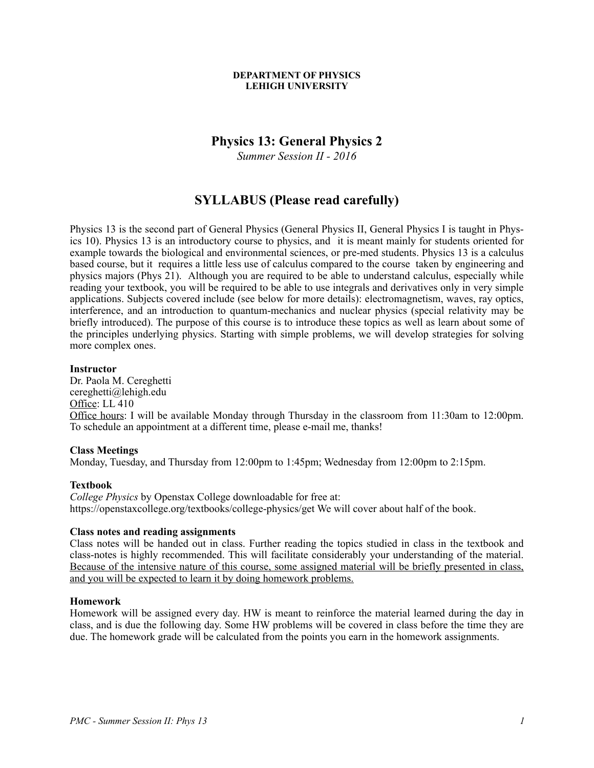**DEPARTMENT OF PHYSICS**
**LEHIGH UNIVERSITY**

# Physics 13: General Physics 2

*Summer Session II - 2016*

## SYLLABUS (Please read carefully)

Physics 13 is the second part of General Physics (General Physics II, General Physics I is taught in Physics 10). Physics 13 is an introductory course to physics, and it is meant mainly for students oriented for example towards the biological and environmental sciences, or pre-med students. Physics 13 is a calculus based course, but it requires a little less use of calculus compared to the course taken by engineering and physics majors (Phys 21). Although you are required to be able to understand calculus, especially while reading your textbook, you will be required to be able to use integrals and derivatives only in very simple applications. Subjects covered include (see below for more details): electromagnetism, waves, ray optics, interference, and an introduction to quantum-mechanics and nuclear physics (special relativity may be briefly introduced). The purpose of this course is to introduce these topics as well as learn about some of the principles underlying physics. Starting with simple problems, we will develop strategies for solving more complex ones.

**Instructor**
Dr. Paola M. Cereghetti
cereghetti@lehigh.edu
Office: LL 410
Office hours: I will be available Monday through Thursday in the classroom from 11:30am to 12:00pm. To schedule an appointment at a different time, please e-mail me, thanks!

**Class Meetings**
Monday, Tuesday, and Thursday from 12:00pm to 1:45pm; Wednesday from 12:00pm to 2:15pm.

**Textbook**
*College Physics* by Openstax College downloadable for free at: https://openstaxcollege.org/textbooks/college-physics/get We will cover about half of the book.

**Class notes and reading assignments**
Class notes will be handed out in class. Further reading the topics studied in class in the textbook and class-notes is highly recommended. This will facilitate considerably your understanding of the material. Because of the intensive nature of this course, some assigned material will be briefly presented in class, and you will be expected to learn it by doing homework problems.

**Homework**
Homework will be assigned every day. HW is meant to reinforce the material learned during the day in class, and is due the following day. Some HW problems will be covered in class before the time they are due. The homework grade will be calculated from the points you earn in the homework assignments.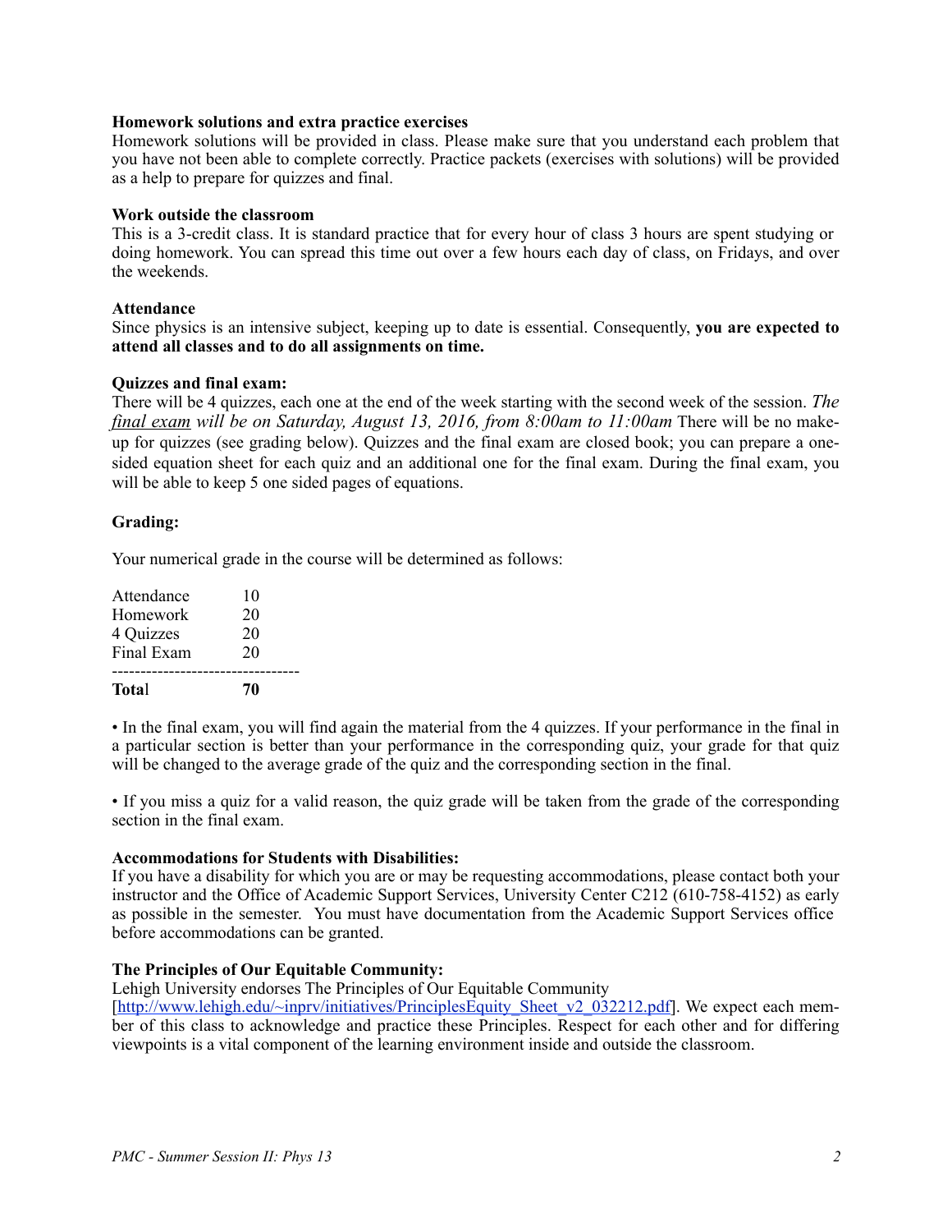**Homework solutions and extra practice exercises**

Homework solutions will be provided in class. Please make sure that you understand each problem that you have not been able to complete correctly. Practice packets (exercises with solutions) will be provided as a help to prepare for quizzes and final.

**Work outside the classroom**

This is a 3-credit class. It is standard practice that for every hour of class 3 hours are spent studying or doing homework. You can spread this time out over a few hours each day of class, on Fridays, and over the weekends.

**Attendance**

Since physics is an intensive subject, keeping up to date is essential. Consequently, **you are expected to attend all classes and to do all assignments on time.**

**Quizzes and final exam:**

There will be 4 quizzes, each one at the end of the week starting with the second week of the session. *The final exam will be on Saturday, August 13, 2016, from 8:00am to 11:00am* There will be no make-up for quizzes (see grading below). Quizzes and the final exam are closed book; you can prepare a one-sided equation sheet for each quiz and an additional one for the final exam. During the final exam, you will be able to keep 5 one sided pages of equations.

**Grading:**

Your numerical grade in the course will be determined as follows:

| | |
|---|---|
| Attendance | 10 |
| Homework | 20 |
| 4 Quizzes | 20 |
| Final Exam | 20 |
| **Total** | **70** |

• In the final exam, you will find again the material from the 4 quizzes. If your performance in the final in a particular section is better than your performance in the corresponding quiz, your grade for that quiz will be changed to the average grade of the quiz and the corresponding section in the final.

• If you miss a quiz for a valid reason, the quiz grade will be taken from the grade of the corresponding section in the final exam.

**Accommodations for Students with Disabilities:**

If you have a disability for which you are or may be requesting accommodations, please contact both your instructor and the Office of Academic Support Services, University Center C212 (610-758-4152) as early as possible in the semester. You must have documentation from the Academic Support Services office before accommodations can be granted.

**The Principles of Our Equitable Community:**

Lehigh University endorses The Principles of Our Equitable Community [http://www.lehigh.edu/~inprv/initiatives/PrinciplesEquity_Sheet_v2_032212.pdf]. We expect each member of this class to acknowledge and practice these Principles. Respect for each other and for differing viewpoints is a vital component of the learning environment inside and outside the classroom.